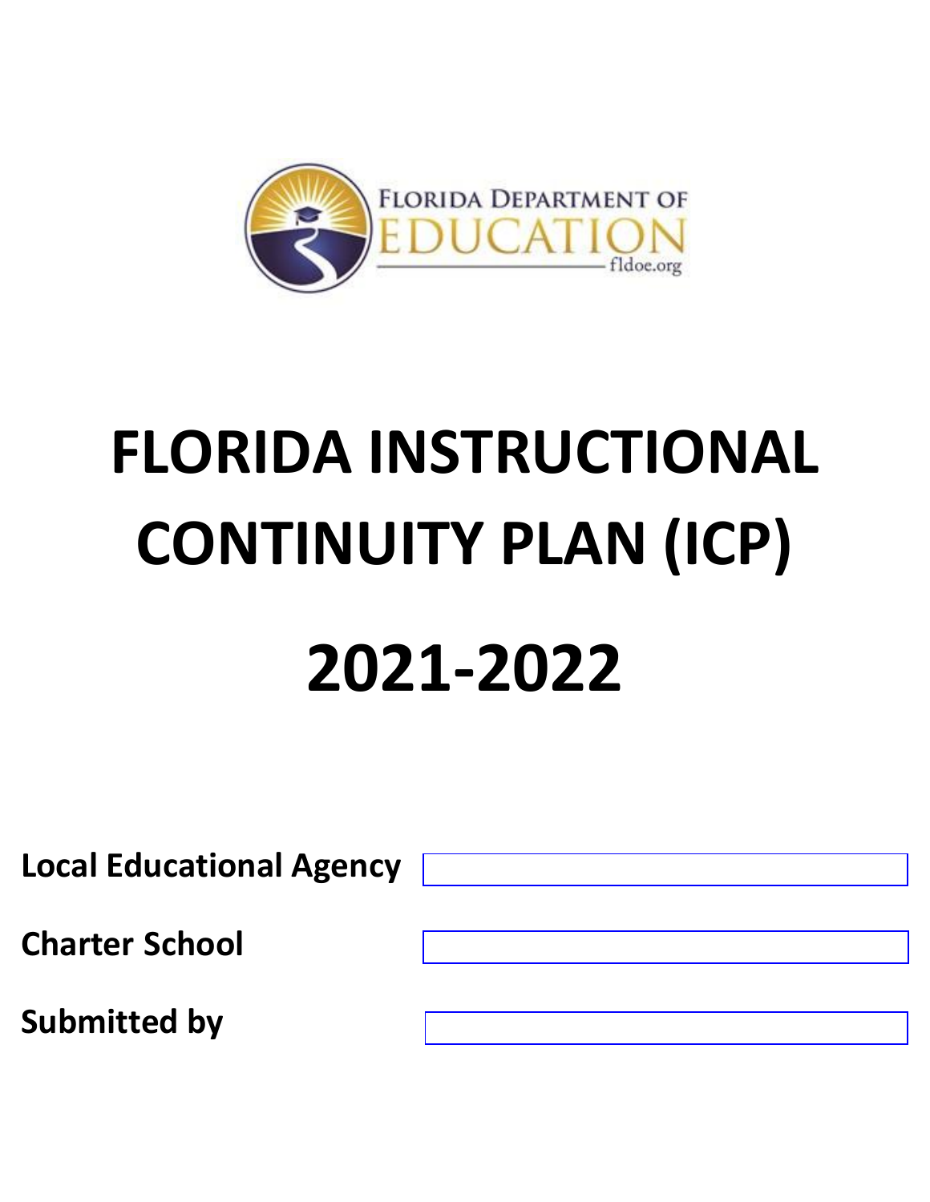FLORIDA DEPARTMENT OF EDUCATION

fldoe.org

# FLORIDA INSTRUCTIONAL CONTINUITY PLAN (ICP)

# 2021-2022

**Local Educational Agency**

**Charter School**

**Submitted by**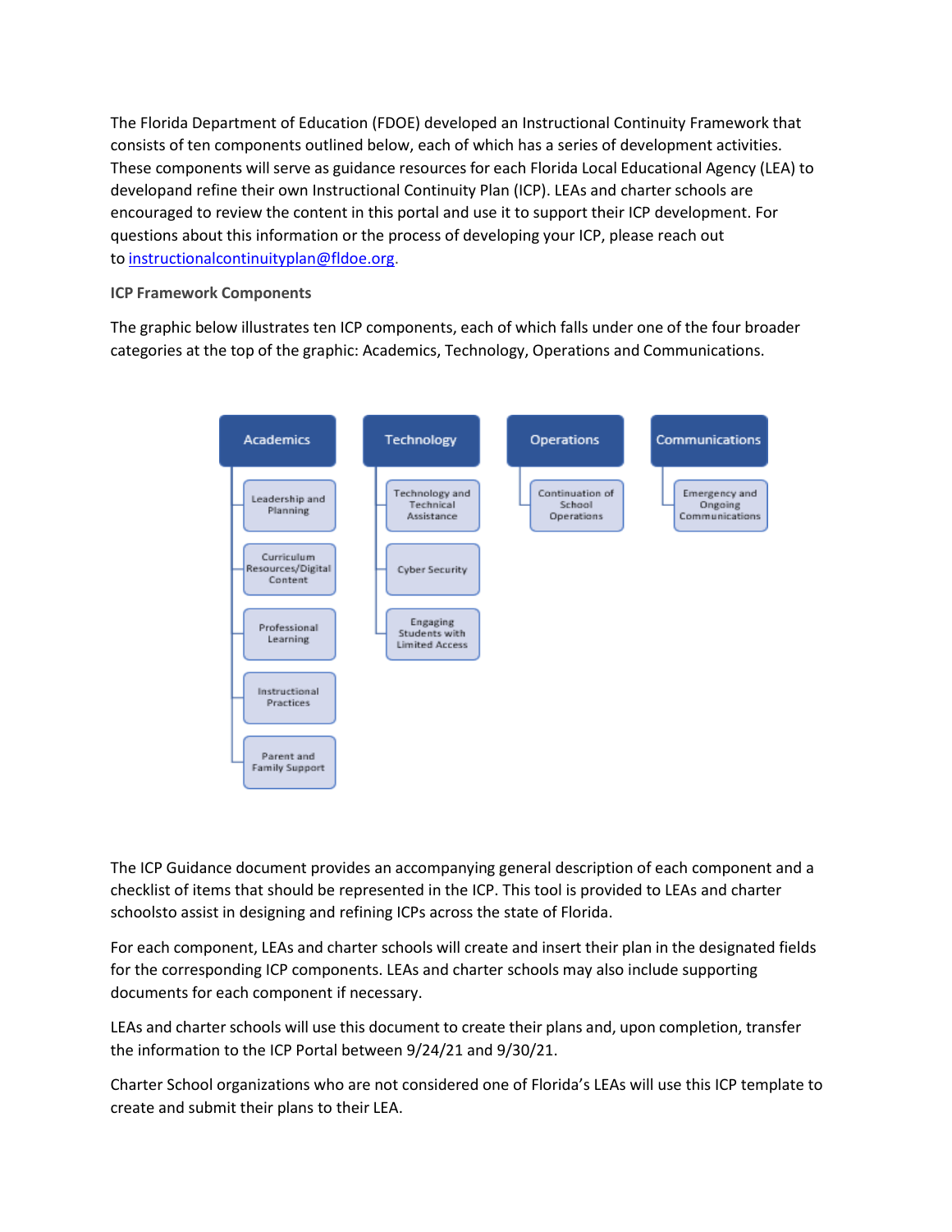The Florida Department of Education (FDOE) developed an Instructional Continuity Framework that consists of ten components outlined below, each of which has a series of development activities. These components will serve as guidance resources for each Florida Local Educational Agency (LEA) to developand refine their own Instructional Continuity Plan (ICP). LEAs and charter schools are encouraged to review the content in this portal and use it to support their ICP development. For questions about this information or the process of developing your ICP, please reach out to [instructionalcontinuityplan@fldoe.org](mailto:instructionalcontinuityplan@fldoe.org).

**ICP Framework Components**

The graphic below illustrates ten ICP components, each of which falls under one of the four broader categories at the top of the graphic: Academics, Technology, Operations and Communications.

- **Academics**
  - Leadership and Planning
  - Curriculum Resources/Digital Content
  - Professional Learning
  - Instructional Practices
  - Parent and Family Support
- **Technology**
  - Technology and Technical Assistance
  - Cyber Security
  - Engaging Students with Limited Access
- **Operations**
  - Continuation of School Operations
- **Communications**
  - Emergency and Ongoing Communications

The ICP Guidance document provides an accompanying general description of each component and a checklist of items that should be represented in the ICP. This tool is provided to LEAs and charter schoolsto assist in designing and refining ICPs across the state of Florida.

For each component, LEAs and charter schools will create and insert their plan in the designated fields for the corresponding ICP components. LEAs and charter schools may also include supporting documents for each component if necessary.

LEAs and charter schools will use this document to create their plans and, upon completion, transfer the information to the ICP Portal between 9/24/21 and 9/30/21.

Charter School organizations who are not considered one of Florida's LEAs will use this ICP template to create and submit their plans to their LEA.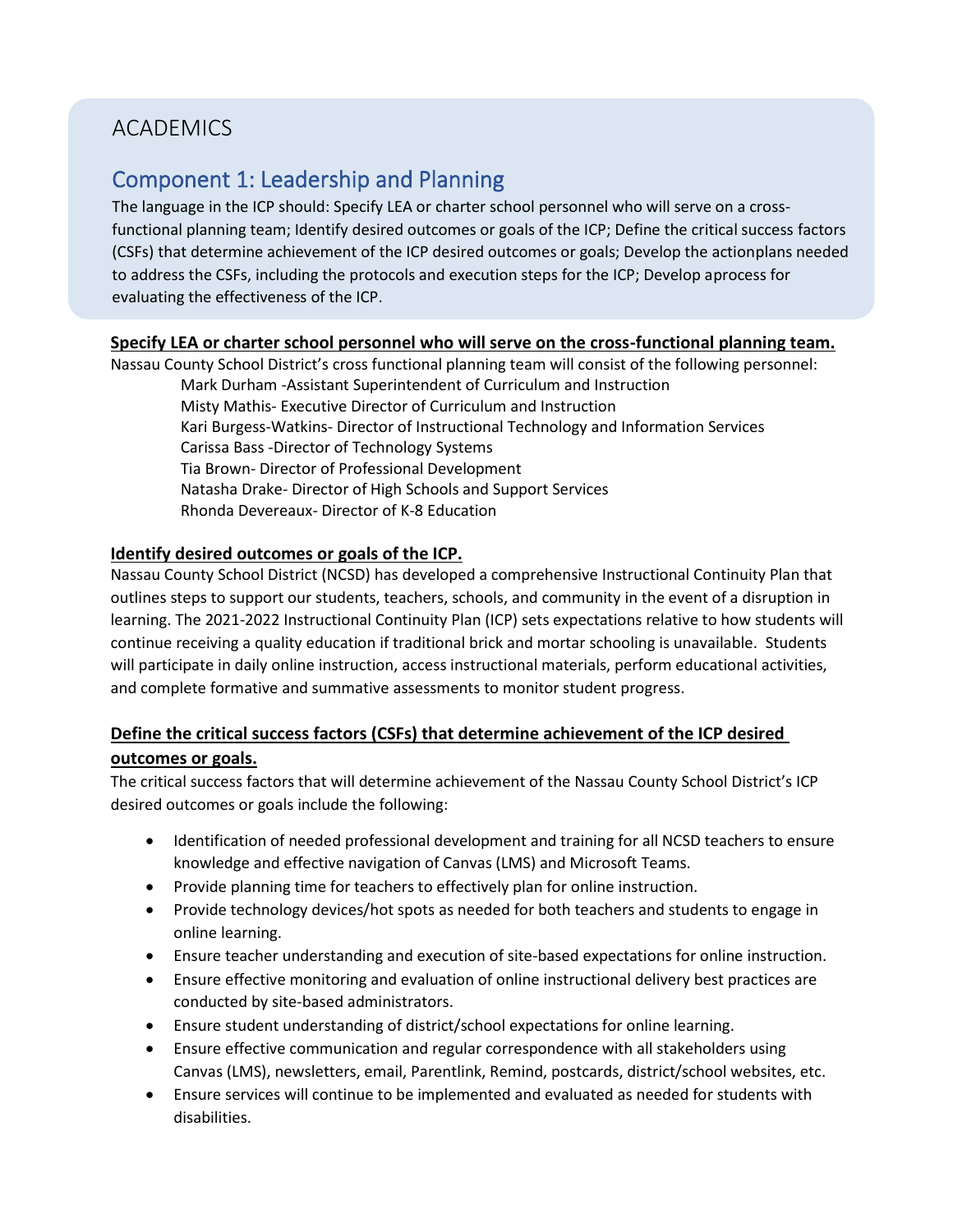# ACADEMICS

## Component 1: Leadership and Planning

The language in the ICP should: Specify LEA or charter school personnel who will serve on a cross-functional planning team; Identify desired outcomes or goals of the ICP; Define the critical success factors (CSFs) that determine achievement of the ICP desired outcomes or goals; Develop the actionplans needed to address the CSFs, including the protocols and execution steps for the ICP; Develop aprocess for evaluating the effectiveness of the ICP.

**Specify LEA or charter school personnel who will serve on the cross-functional planning team.**

Nassau County School District's cross functional planning team will consist of the following personnel:

Mark Durham -Assistant Superintendent of Curriculum and Instruction
Misty Mathis- Executive Director of Curriculum and Instruction
Kari Burgess-Watkins- Director of Instructional Technology and Information Services
Carissa Bass -Director of Technology Systems
Tia Brown- Director of Professional Development
Natasha Drake- Director of High Schools and Support Services
Rhonda Devereaux- Director of K-8 Education

**Identify desired outcomes or goals of the ICP.**

Nassau County School District (NCSD) has developed a comprehensive Instructional Continuity Plan that outlines steps to support our students, teachers, schools, and community in the event of a disruption in learning. The 2021-2022 Instructional Continuity Plan (ICP) sets expectations relative to how students will continue receiving a quality education if traditional brick and mortar schooling is unavailable. Students will participate in daily online instruction, access instructional materials, perform educational activities, and complete formative and summative assessments to monitor student progress.

**Define the critical success factors (CSFs) that determine achievement of the ICP desired outcomes or goals.**

The critical success factors that will determine achievement of the Nassau County School District's ICP desired outcomes or goals include the following:

- Identification of needed professional development and training for all NCSD teachers to ensure knowledge and effective navigation of Canvas (LMS) and Microsoft Teams.
- Provide planning time for teachers to effectively plan for online instruction.
- Provide technology devices/hot spots as needed for both teachers and students to engage in online learning.
- Ensure teacher understanding and execution of site-based expectations for online instruction.
- Ensure effective monitoring and evaluation of online instructional delivery best practices are conducted by site-based administrators.
- Ensure student understanding of district/school expectations for online learning.
- Ensure effective communication and regular correspondence with all stakeholders using Canvas (LMS), newsletters, email, Parentlink, Remind, postcards, district/school websites, etc.
- Ensure services will continue to be implemented and evaluated as needed for students with disabilities.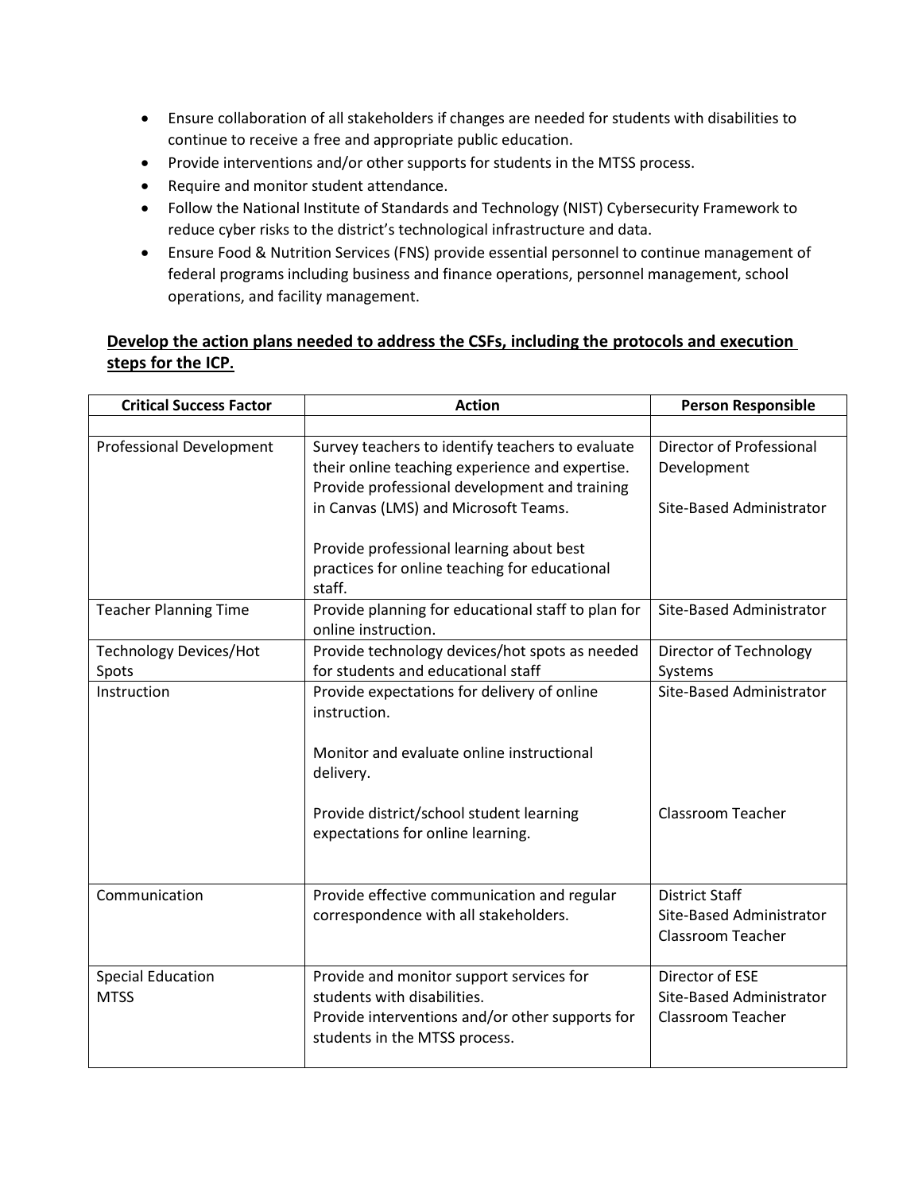- Ensure collaboration of all stakeholders if changes are needed for students with disabilities to continue to receive a free and appropriate public education.
- Provide interventions and/or other supports for students in the MTSS process.
- Require and monitor student attendance.
- Follow the National Institute of Standards and Technology (NIST) Cybersecurity Framework to reduce cyber risks to the district's technological infrastructure and data.
- Ensure Food & Nutrition Services (FNS) provide essential personnel to continue management of federal programs including business and finance operations, personnel management, school operations, and facility management.

**<u>Develop the action plans needed to address the CSFs, including the protocols and execution steps for the ICP.</u>**

| Critical Success Factor | Action | Person Responsible |
|---|---|---|
| | | |
| Professional Development | Survey teachers to identify teachers to evaluate their online teaching experience and expertise. Provide professional development and training in Canvas (LMS) and Microsoft Teams.<br><br>Provide professional learning about best practices for online teaching for educational staff. | Director of Professional Development<br><br>Site-Based Administrator |
| Teacher Planning Time | Provide planning for educational staff to plan for online instruction. | Site-Based Administrator |
| Technology Devices/Hot Spots | Provide technology devices/hot spots as needed for students and educational staff | Director of Technology Systems |
| Instruction | Provide expectations for delivery of online instruction.<br><br>Monitor and evaluate online instructional delivery.<br><br>Provide district/school student learning expectations for online learning. | Site-Based Administrator<br><br><br><br>Classroom Teacher |
| Communication | Provide effective communication and regular correspondence with all stakeholders. | District Staff<br>Site-Based Administrator<br>Classroom Teacher |
| Special Education<br>MTSS | Provide and monitor support services for students with disabilities.<br>Provide interventions and/or other supports for students in the MTSS process. | Director of ESE<br>Site-Based Administrator<br>Classroom Teacher |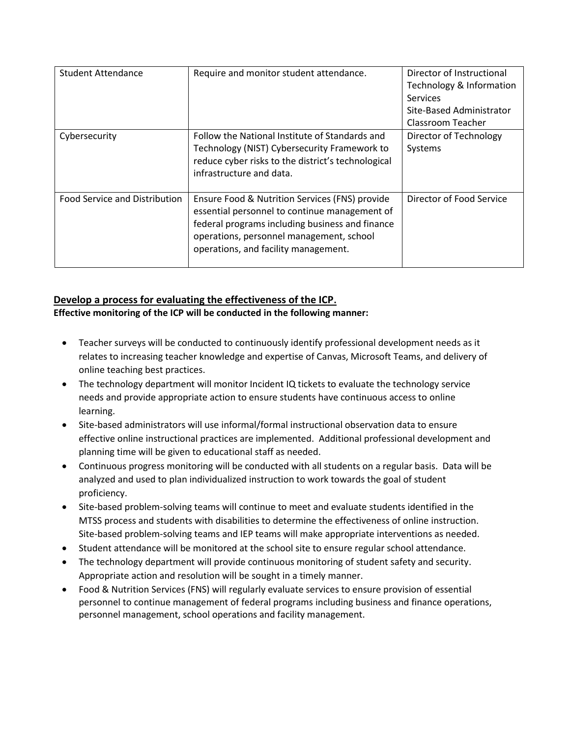| | | |
|---|---|---|
| Student Attendance | Require and monitor student attendance. | Director of Instructional Technology & Information Services<br>Site-Based Administrator<br>Classroom Teacher |
| Cybersecurity | Follow the National Institute of Standards and Technology (NIST) Cybersecurity Framework to reduce cyber risks to the district's technological infrastructure and data. | Director of Technology Systems |
| Food Service and Distribution | Ensure Food & Nutrition Services (FNS) provide essential personnel to continue management of federal programs including business and finance operations, personnel management, school operations, and facility management. | Director of Food Service |

## Develop a process for evaluating the effectiveness of the ICP.

**Effective monitoring of the ICP will be conducted in the following manner:**

- Teacher surveys will be conducted to continuously identify professional development needs as it relates to increasing teacher knowledge and expertise of Canvas, Microsoft Teams, and delivery of online teaching best practices.
- The technology department will monitor Incident IQ tickets to evaluate the technology service needs and provide appropriate action to ensure students have continuous access to online learning.
- Site-based administrators will use informal/formal instructional observation data to ensure effective online instructional practices are implemented. Additional professional development and planning time will be given to educational staff as needed.
- Continuous progress monitoring will be conducted with all students on a regular basis. Data will be analyzed and used to plan individualized instruction to work towards the goal of student proficiency.
- Site-based problem-solving teams will continue to meet and evaluate students identified in the MTSS process and students with disabilities to determine the effectiveness of online instruction. Site-based problem-solving teams and IEP teams will make appropriate interventions as needed.
- Student attendance will be monitored at the school site to ensure regular school attendance.
- The technology department will provide continuous monitoring of student safety and security. Appropriate action and resolution will be sought in a timely manner.
- Food & Nutrition Services (FNS) will regularly evaluate services to ensure provision of essential personnel to continue management of federal programs including business and finance operations, personnel management, school operations and facility management.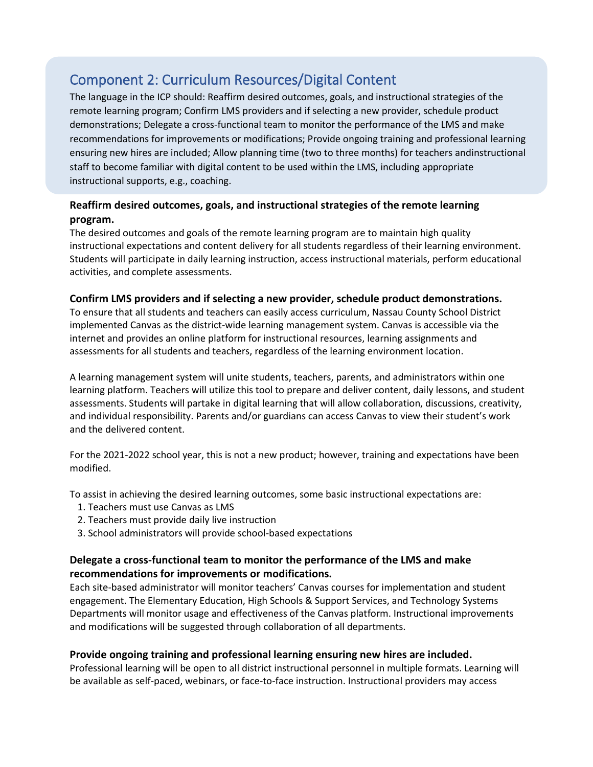## Component 2: Curriculum Resources/Digital Content

The language in the ICP should: Reaffirm desired outcomes, goals, and instructional strategies of the remote learning program; Confirm LMS providers and if selecting a new provider, schedule product demonstrations; Delegate a cross-functional team to monitor the performance of the LMS and make recommendations for improvements or modifications; Provide ongoing training and professional learning ensuring new hires are included; Allow planning time (two to three months) for teachers andinstructional staff to become familiar with digital content to be used within the LMS, including appropriate instructional supports, e.g., coaching.

### Reaffirm desired outcomes, goals, and instructional strategies of the remote learning program.

The desired outcomes and goals of the remote learning program are to maintain high quality instructional expectations and content delivery for all students regardless of their learning environment. Students will participate in daily learning instruction, access instructional materials, perform educational activities, and complete assessments.

### Confirm LMS providers and if selecting a new provider, schedule product demonstrations.

To ensure that all students and teachers can easily access curriculum, Nassau County School District implemented Canvas as the district-wide learning management system. Canvas is accessible via the internet and provides an online platform for instructional resources, learning assignments and assessments for all students and teachers, regardless of the learning environment location.

A learning management system will unite students, teachers, parents, and administrators within one learning platform. Teachers will utilize this tool to prepare and deliver content, daily lessons, and student assessments. Students will partake in digital learning that will allow collaboration, discussions, creativity, and individual responsibility. Parents and/or guardians can access Canvas to view their student's work and the delivered content.

For the 2021-2022 school year, this is not a new product; however, training and expectations have been modified.

To assist in achieving the desired learning outcomes, some basic instructional expectations are:

1. Teachers must use Canvas as LMS
2. Teachers must provide daily live instruction
3. School administrators will provide school-based expectations

### Delegate a cross-functional team to monitor the performance of the LMS and make recommendations for improvements or modifications.

Each site-based administrator will monitor teachers' Canvas courses for implementation and student engagement. The Elementary Education, High Schools & Support Services, and Technology Systems Departments will monitor usage and effectiveness of the Canvas platform. Instructional improvements and modifications will be suggested through collaboration of all departments.

### Provide ongoing training and professional learning ensuring new hires are included.

Professional learning will be open to all district instructional personnel in multiple formats. Learning will be available as self-paced, webinars, or face-to-face instruction. Instructional providers may access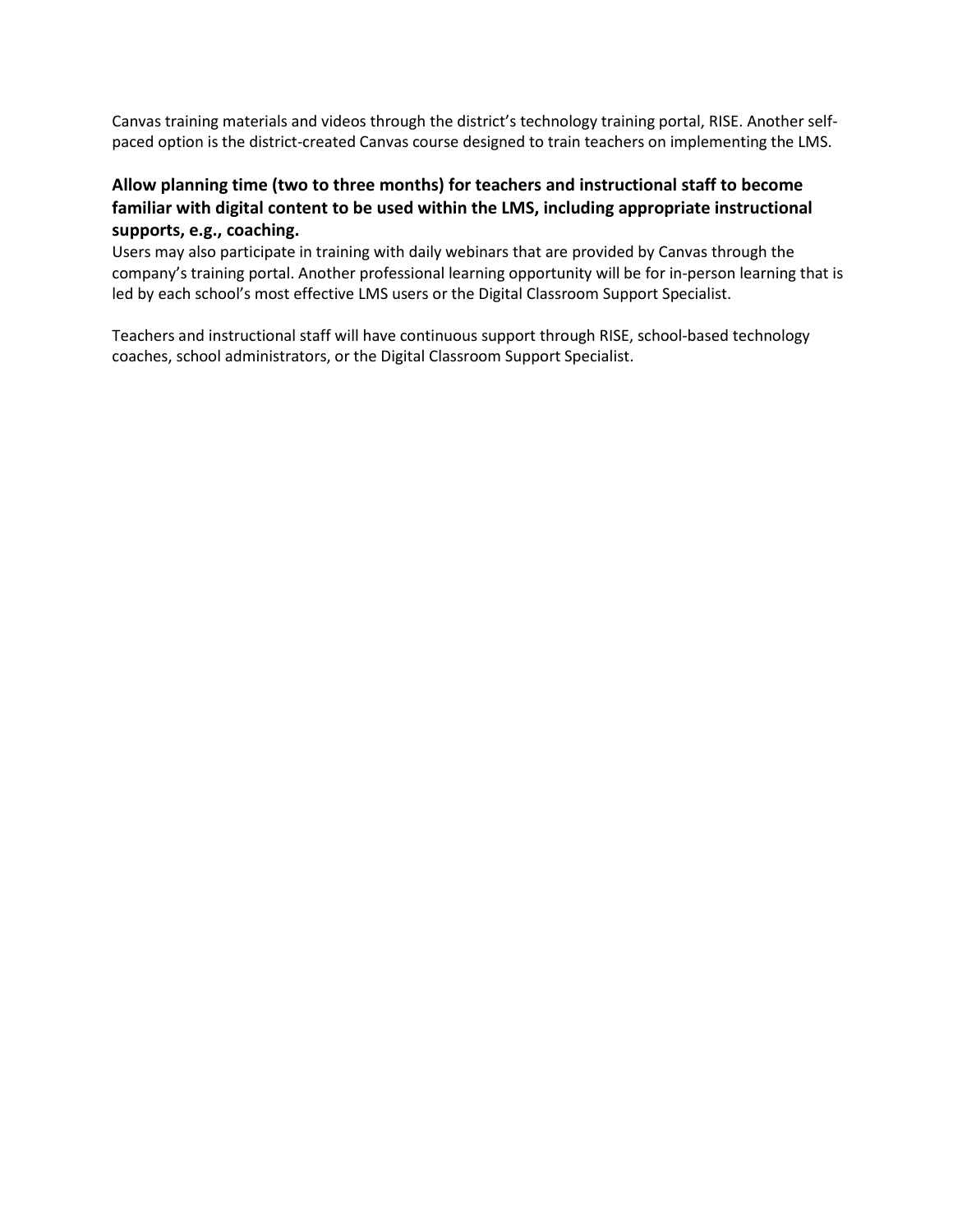Canvas training materials and videos through the district's technology training portal, RISE. Another self-paced option is the district-created Canvas course designed to train teachers on implementing the LMS.

### Allow planning time (two to three months) for teachers and instructional staff to become familiar with digital content to be used within the LMS, including appropriate instructional supports, e.g., coaching.

Users may also participate in training with daily webinars that are provided by Canvas through the company's training portal. Another professional learning opportunity will be for in-person learning that is led by each school's most effective LMS users or the Digital Classroom Support Specialist.

Teachers and instructional staff will have continuous support through RISE, school-based technology coaches, school administrators, or the Digital Classroom Support Specialist.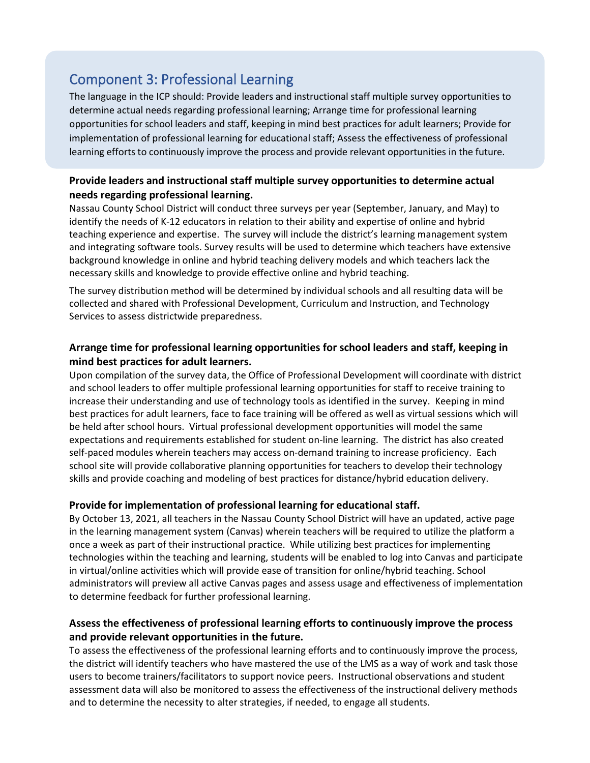## Component 3: Professional Learning

The language in the ICP should: Provide leaders and instructional staff multiple survey opportunities to determine actual needs regarding professional learning; Arrange time for professional learning opportunities for school leaders and staff, keeping in mind best practices for adult learners; Provide for implementation of professional learning for educational staff; Assess the effectiveness of professional learning efforts to continuously improve the process and provide relevant opportunities in the future.

### Provide leaders and instructional staff multiple survey opportunities to determine actual needs regarding professional learning.

Nassau County School District will conduct three surveys per year (September, January, and May) to identify the needs of K-12 educators in relation to their ability and expertise of online and hybrid teaching experience and expertise. The survey will include the district's learning management system and integrating software tools. Survey results will be used to determine which teachers have extensive background knowledge in online and hybrid teaching delivery models and which teachers lack the necessary skills and knowledge to provide effective online and hybrid teaching.

The survey distribution method will be determined by individual schools and all resulting data will be collected and shared with Professional Development, Curriculum and Instruction, and Technology Services to assess districtwide preparedness.

### Arrange time for professional learning opportunities for school leaders and staff, keeping in mind best practices for adult learners.

Upon compilation of the survey data, the Office of Professional Development will coordinate with district and school leaders to offer multiple professional learning opportunities for staff to receive training to increase their understanding and use of technology tools as identified in the survey. Keeping in mind best practices for adult learners, face to face training will be offered as well as virtual sessions which will be held after school hours. Virtual professional development opportunities will model the same expectations and requirements established for student on-line learning. The district has also created self-paced modules wherein teachers may access on-demand training to increase proficiency. Each school site will provide collaborative planning opportunities for teachers to develop their technology skills and provide coaching and modeling of best practices for distance/hybrid education delivery.

### Provide for implementation of professional learning for educational staff.

By October 13, 2021, all teachers in the Nassau County School District will have an updated, active page in the learning management system (Canvas) wherein teachers will be required to utilize the platform a once a week as part of their instructional practice. While utilizing best practices for implementing technologies within the teaching and learning, students will be enabled to log into Canvas and participate in virtual/online activities which will provide ease of transition for online/hybrid teaching. School administrators will preview all active Canvas pages and assess usage and effectiveness of implementation to determine feedback for further professional learning.

### Assess the effectiveness of professional learning efforts to continuously improve the process and provide relevant opportunities in the future.

To assess the effectiveness of the professional learning efforts and to continuously improve the process, the district will identify teachers who have mastered the use of the LMS as a way of work and task those users to become trainers/facilitators to support novice peers. Instructional observations and student assessment data will also be monitored to assess the effectiveness of the instructional delivery methods and to determine the necessity to alter strategies, if needed, to engage all students.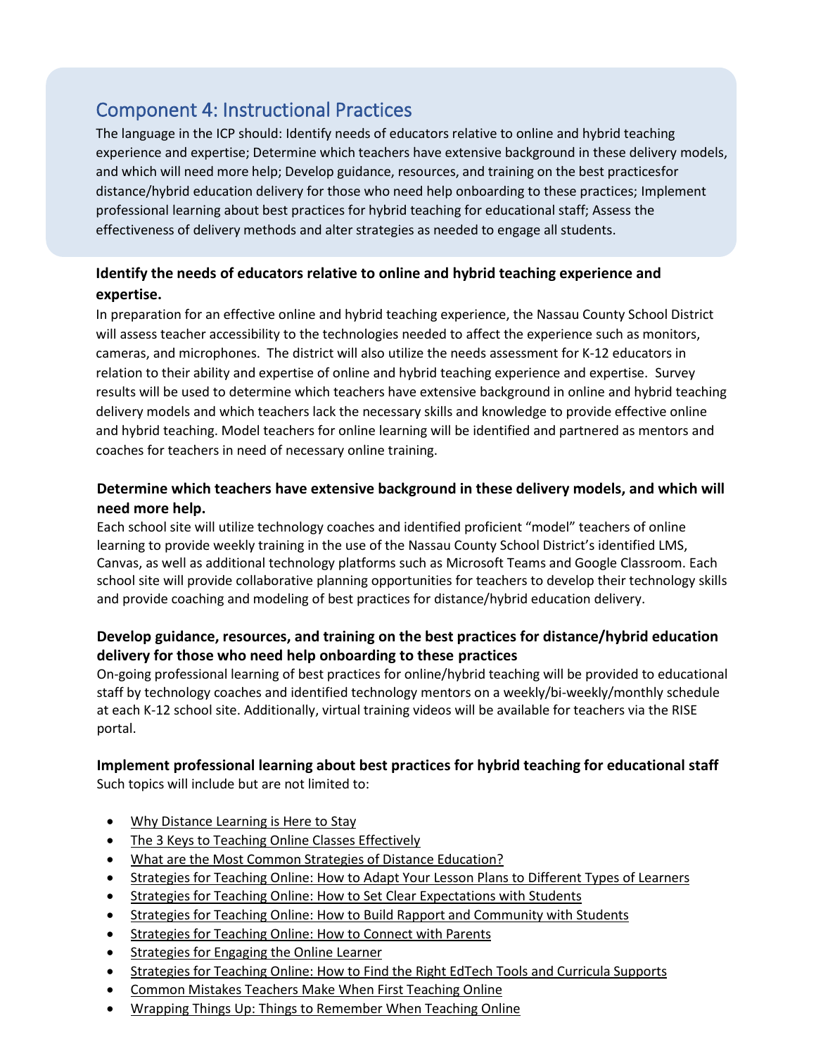## Component 4: Instructional Practices

The language in the ICP should: Identify needs of educators relative to online and hybrid teaching experience and expertise; Determine which teachers have extensive background in these delivery models, and which will need more help; Develop guidance, resources, and training on the best practicesfor distance/hybrid education delivery for those who need help onboarding to these practices; Implement professional learning about best practices for hybrid teaching for educational staff; Assess the effectiveness of delivery methods and alter strategies as needed to engage all students.

**Identify the needs of educators relative to online and hybrid teaching experience and expertise.**

In preparation for an effective online and hybrid teaching experience, the Nassau County School District will assess teacher accessibility to the technologies needed to affect the experience such as monitors, cameras, and microphones. The district will also utilize the needs assessment for K-12 educators in relation to their ability and expertise of online and hybrid teaching experience and expertise. Survey results will be used to determine which teachers have extensive background in online and hybrid teaching delivery models and which teachers lack the necessary skills and knowledge to provide effective online and hybrid teaching. Model teachers for online learning will be identified and partnered as mentors and coaches for teachers in need of necessary online training.

**Determine which teachers have extensive background in these delivery models, and which will need more help.**

Each school site will utilize technology coaches and identified proficient "model" teachers of online learning to provide weekly training in the use of the Nassau County School District's identified LMS, Canvas, as well as additional technology platforms such as Microsoft Teams and Google Classroom. Each school site will provide collaborative planning opportunities for teachers to develop their technology skills and provide coaching and modeling of best practices for distance/hybrid education delivery.

**Develop guidance, resources, and training on the best practices for distance/hybrid education delivery for those who need help onboarding to these practices**

On-going professional learning of best practices for online/hybrid teaching will be provided to educational staff by technology coaches and identified technology mentors on a weekly/bi-weekly/monthly schedule at each K-12 school site. Additionally, virtual training videos will be available for teachers via the RISE portal.

**Implement professional learning about best practices for hybrid teaching for educational staff**

Such topics will include but are not limited to:

- Why Distance Learning is Here to Stay
- The 3 Keys to Teaching Online Classes Effectively
- What are the Most Common Strategies of Distance Education?
- Strategies for Teaching Online: How to Adapt Your Lesson Plans to Different Types of Learners
- Strategies for Teaching Online: How to Set Clear Expectations with Students
- Strategies for Teaching Online: How to Build Rapport and Community with Students
- Strategies for Teaching Online: How to Connect with Parents
- Strategies for Engaging the Online Learner
- Strategies for Teaching Online: How to Find the Right EdTech Tools and Curricula Supports
- Common Mistakes Teachers Make When First Teaching Online
- Wrapping Things Up: Things to Remember When Teaching Online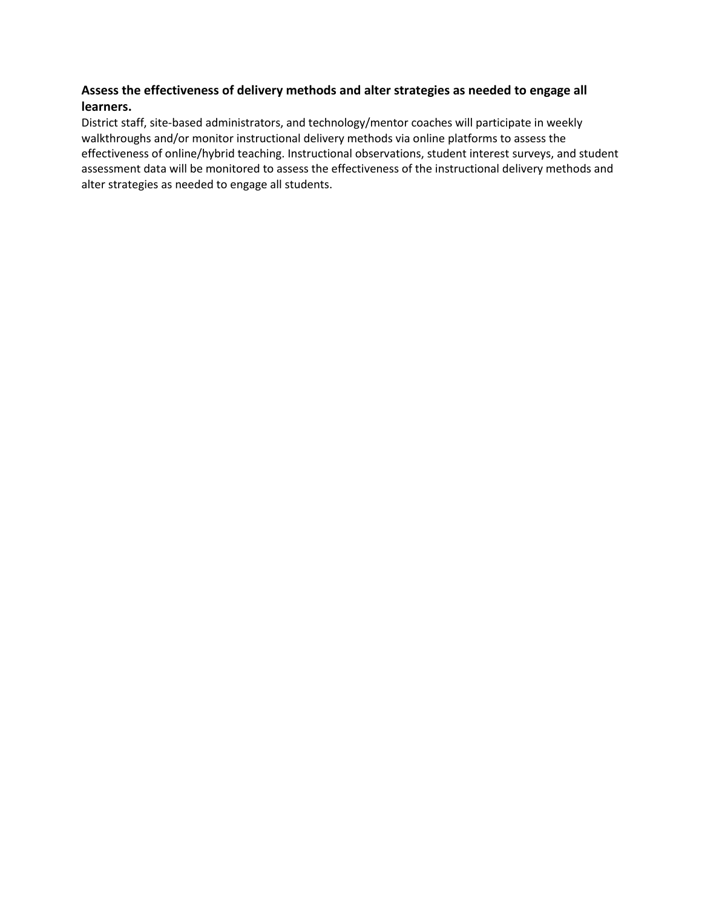**Assess the effectiveness of delivery methods and alter strategies as needed to engage all learners.**

District staff, site-based administrators, and technology/mentor coaches will participate in weekly walkthroughs and/or monitor instructional delivery methods via online platforms to assess the effectiveness of online/hybrid teaching. Instructional observations, student interest surveys, and student assessment data will be monitored to assess the effectiveness of the instructional delivery methods and alter strategies as needed to engage all students.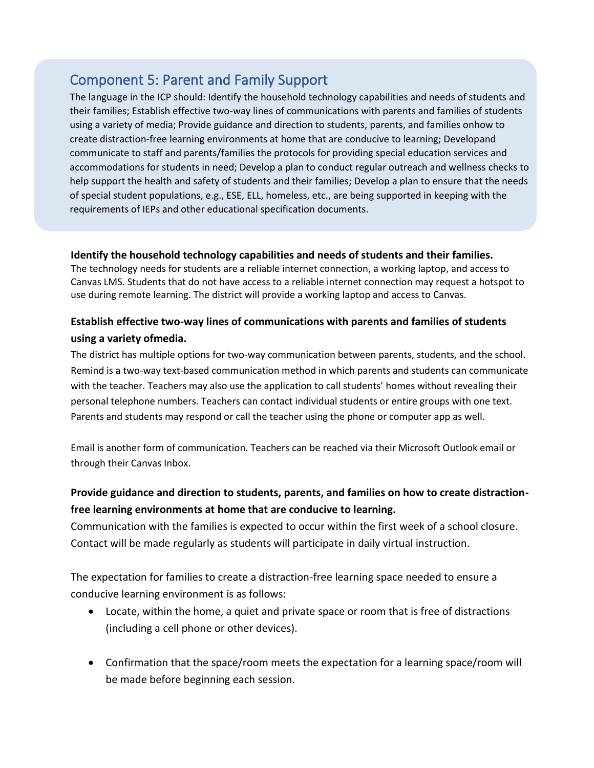## Component 5: Parent and Family Support

The language in the ICP should: Identify the household technology capabilities and needs of students and their families; Establish effective two-way lines of communications with parents and families of students using a variety of media; Provide guidance and direction to students, parents, and families onhow to create distraction-free learning environments at home that are conducive to learning; Developand communicate to staff and parents/families the protocols for providing special education services and accommodations for students in need; Develop a plan to conduct regular outreach and wellness checks to help support the health and safety of students and their families; Develop a plan to ensure that the needs of special student populations, e.g., ESE, ELL, homeless, etc., are being supported in keeping with the requirements of IEPs and other educational specification documents.

**Identify the household technology capabilities and needs of students and their families.**

The technology needs for students are a reliable internet connection, a working laptop, and access to Canvas LMS. Students that do not have access to a reliable internet connection may request a hotspot to use during remote learning. The district will provide a working laptop and access to Canvas.

**Establish effective two-way lines of communications with parents and families of students using a variety ofmedia.**

The district has multiple options for two-way communication between parents, students, and the school. Remind is a two-way text-based communication method in which parents and students can communicate with the teacher. Teachers may also use the application to call students' homes without revealing their personal telephone numbers. Teachers can contact individual students or entire groups with one text. Parents and students may respond or call the teacher using the phone or computer app as well.

Email is another form of communication. Teachers can be reached via their Microsoft Outlook email or through their Canvas Inbox.

**Provide guidance and direction to students, parents, and families on how to create distraction-free learning environments at home that are conducive to learning.**

Communication with the families is expected to occur within the first week of a school closure. Contact will be made regularly as students will participate in daily virtual instruction.

The expectation for families to create a distraction-free learning space needed to ensure a conducive learning environment is as follows:

- Locate, within the home, a quiet and private space or room that is free of distractions (including a cell phone or other devices).
- Confirmation that the space/room meets the expectation for a learning space/room will be made before beginning each session.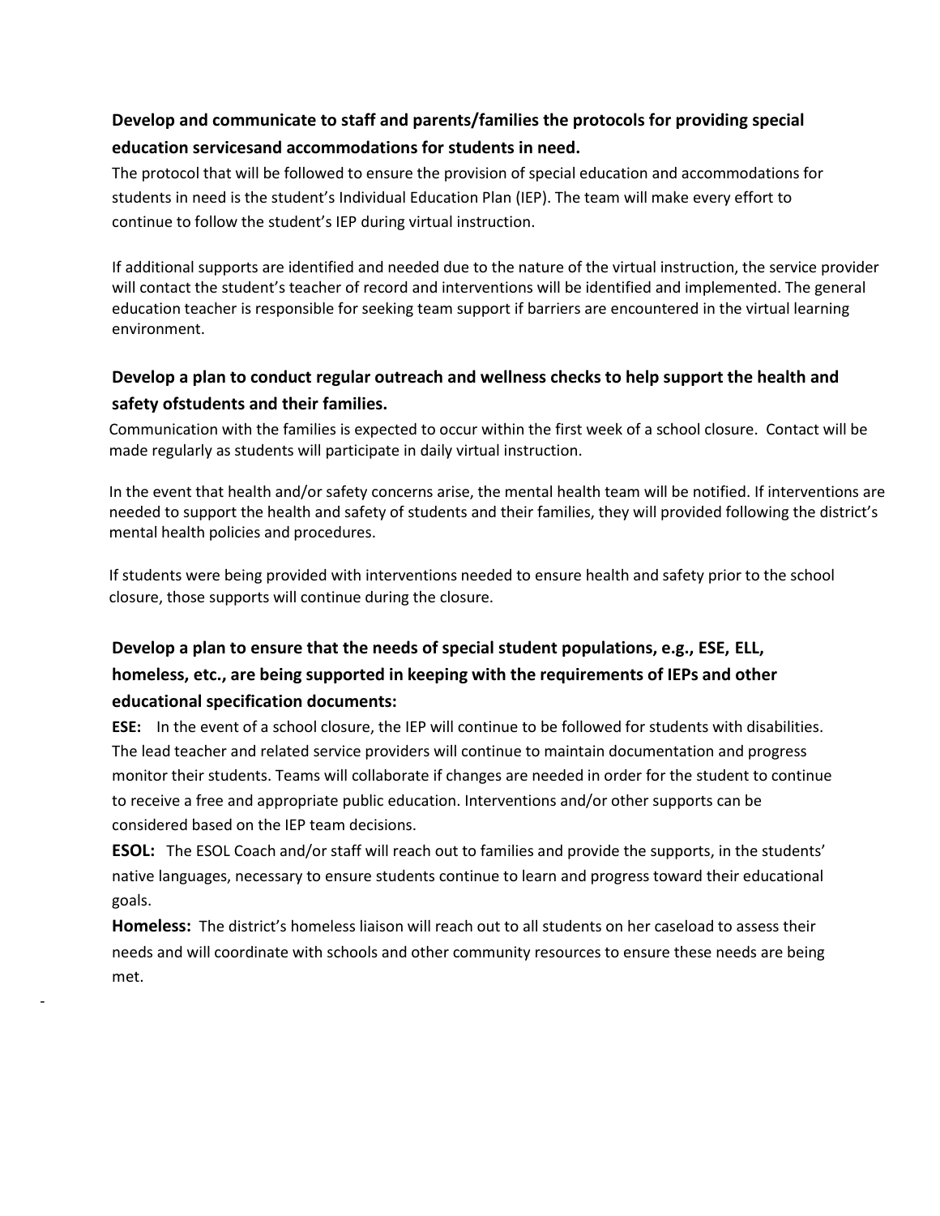### Develop and communicate to staff and parents/families the protocols for providing special education servicesand accommodations for students in need.

The protocol that will be followed to ensure the provision of special education and accommodations for students in need is the student's Individual Education Plan (IEP). The team will make every effort to continue to follow the student's IEP during virtual instruction.

If additional supports are identified and needed due to the nature of the virtual instruction, the service provider will contact the student's teacher of record and interventions will be identified and implemented. The general education teacher is responsible for seeking team support if barriers are encountered in the virtual learning environment.

### Develop a plan to conduct regular outreach and wellness checks to help support the health and safety ofstudents and their families.

Communication with the families is expected to occur within the first week of a school closure. Contact will be made regularly as students will participate in daily virtual instruction.

In the event that health and/or safety concerns arise, the mental health team will be notified. If interventions are needed to support the health and safety of students and their families, they will provided following the district's mental health policies and procedures.

If students were being provided with interventions needed to ensure health and safety prior to the school closure, those supports will continue during the closure.

### Develop a plan to ensure that the needs of special student populations, e.g., ESE, ELL, homeless, etc., are being supported in keeping with the requirements of IEPs and other educational specification documents:

**ESE:** In the event of a school closure, the IEP will continue to be followed for students with disabilities. The lead teacher and related service providers will continue to maintain documentation and progress monitor their students. Teams will collaborate if changes are needed in order for the student to continue to receive a free and appropriate public education. Interventions and/or other supports can be considered based on the IEP team decisions.

**ESOL:** The ESOL Coach and/or staff will reach out to families and provide the supports, in the students' native languages, necessary to ensure students continue to learn and progress toward their educational goals.

**Homeless:** The district's homeless liaison will reach out to all students on her caseload to assess their needs and will coordinate with schools and other community resources to ensure these needs are being met.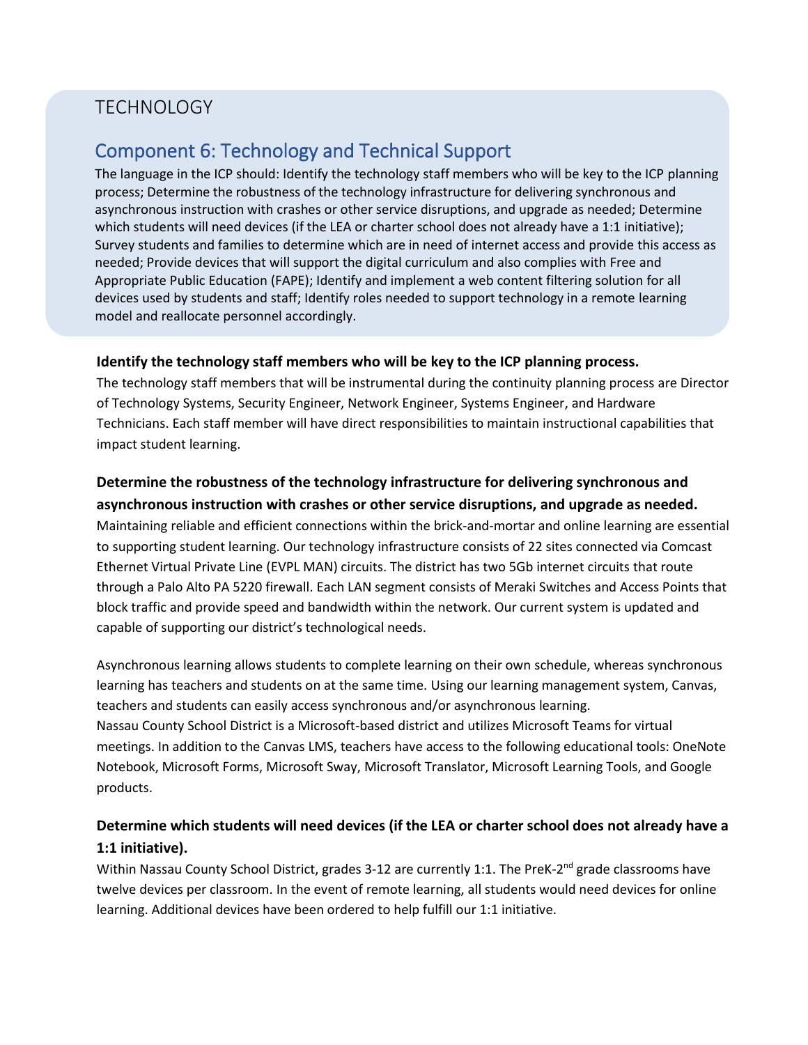## TECHNOLOGY

### Component 6: Technology and Technical Support

The language in the ICP should: Identify the technology staff members who will be key to the ICP planning process; Determine the robustness of the technology infrastructure for delivering synchronous and asynchronous instruction with crashes or other service disruptions, and upgrade as needed; Determine which students will need devices (if the LEA or charter school does not already have a 1:1 initiative); Survey students and families to determine which are in need of internet access and provide this access as needed; Provide devices that will support the digital curriculum and also complies with Free and Appropriate Public Education (FAPE); Identify and implement a web content filtering solution for all devices used by students and staff; Identify roles needed to support technology in a remote learning model and reallocate personnel accordingly.

**Identify the technology staff members who will be key to the ICP planning process.**

The technology staff members that will be instrumental during the continuity planning process are Director of Technology Systems, Security Engineer, Network Engineer, Systems Engineer, and Hardware Technicians. Each staff member will have direct responsibilities to maintain instructional capabilities that impact student learning.

**Determine the robustness of the technology infrastructure for delivering synchronous and asynchronous instruction with crashes or other service disruptions, and upgrade as needed.**

Maintaining reliable and efficient connections within the brick-and-mortar and online learning are essential to supporting student learning. Our technology infrastructure consists of 22 sites connected via Comcast Ethernet Virtual Private Line (EVPL MAN) circuits. The district has two 5Gb internet circuits that route through a Palo Alto PA 5220 firewall. Each LAN segment consists of Meraki Switches and Access Points that block traffic and provide speed and bandwidth within the network. Our current system is updated and capable of supporting our district's technological needs.

Asynchronous learning allows students to complete learning on their own schedule, whereas synchronous learning has teachers and students on at the same time. Using our learning management system, Canvas, teachers and students can easily access synchronous and/or asynchronous learning.
Nassau County School District is a Microsoft-based district and utilizes Microsoft Teams for virtual meetings. In addition to the Canvas LMS, teachers have access to the following educational tools: OneNote Notebook, Microsoft Forms, Microsoft Sway, Microsoft Translator, Microsoft Learning Tools, and Google products.

**Determine which students will need devices (if the LEA or charter school does not already have a 1:1 initiative).**

Within Nassau County School District, grades 3-12 are currently 1:1. The PreK-2nd grade classrooms have twelve devices per classroom. In the event of remote learning, all students would need devices for online learning. Additional devices have been ordered to help fulfill our 1:1 initiative.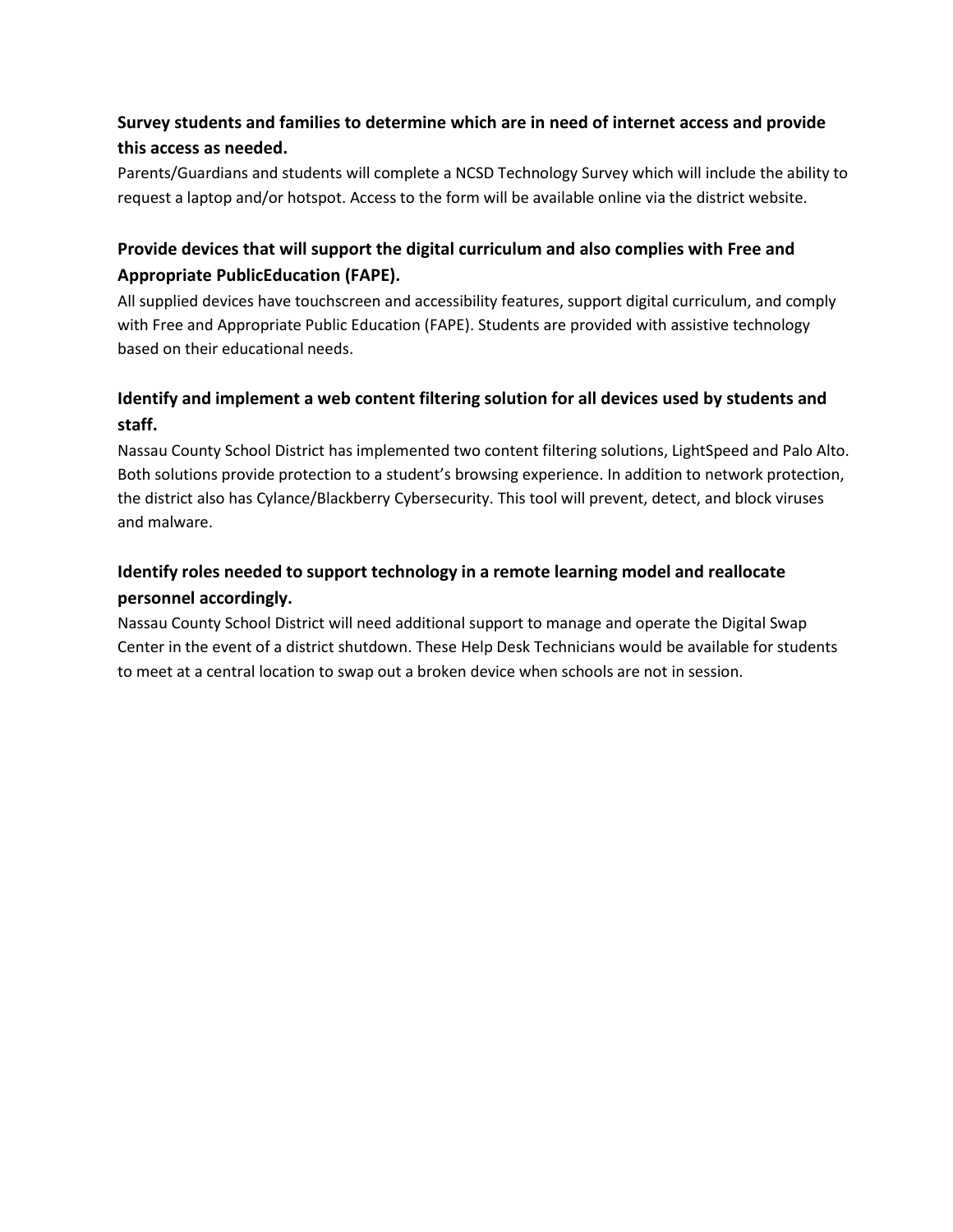### Survey students and families to determine which are in need of internet access and provide this access as needed.

Parents/Guardians and students will complete a NCSD Technology Survey which will include the ability to request a laptop and/or hotspot. Access to the form will be available online via the district website.

### Provide devices that will support the digital curriculum and also complies with Free and Appropriate PublicEducation (FAPE).

All supplied devices have touchscreen and accessibility features, support digital curriculum, and comply with Free and Appropriate Public Education (FAPE). Students are provided with assistive technology based on their educational needs.

### Identify and implement a web content filtering solution for all devices used by students and staff.

Nassau County School District has implemented two content filtering solutions, LightSpeed and Palo Alto. Both solutions provide protection to a student's browsing experience. In addition to network protection, the district also has Cylance/Blackberry Cybersecurity. This tool will prevent, detect, and block viruses and malware.

### Identify roles needed to support technology in a remote learning model and reallocate personnel accordingly.

Nassau County School District will need additional support to manage and operate the Digital Swap Center in the event of a district shutdown. These Help Desk Technicians would be available for students to meet at a central location to swap out a broken device when schools are not in session.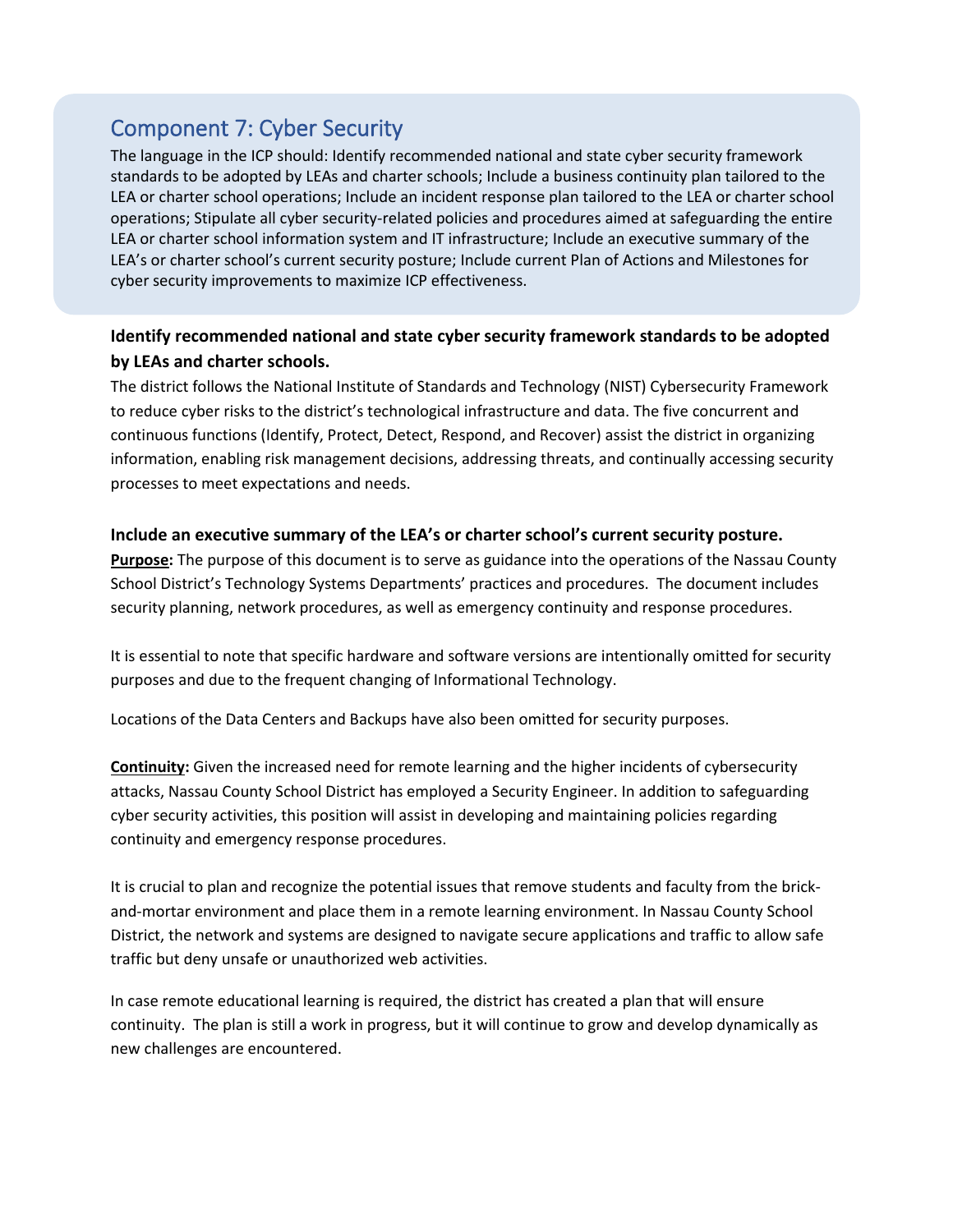## Component 7: Cyber Security

The language in the ICP should: Identify recommended national and state cyber security framework standards to be adopted by LEAs and charter schools; Include a business continuity plan tailored to the LEA or charter school operations; Include an incident response plan tailored to the LEA or charter school operations; Stipulate all cyber security-related policies and procedures aimed at safeguarding the entire LEA or charter school information system and IT infrastructure; Include an executive summary of the LEA's or charter school's current security posture; Include current Plan of Actions and Milestones for cyber security improvements to maximize ICP effectiveness.

### Identify recommended national and state cyber security framework standards to be adopted by LEAs and charter schools.

The district follows the National Institute of Standards and Technology (NIST) Cybersecurity Framework to reduce cyber risks to the district's technological infrastructure and data. The five concurrent and continuous functions (Identify, Protect, Detect, Respond, and Recover) assist the district in organizing information, enabling risk management decisions, addressing threats, and continually accessing security processes to meet expectations and needs.

### Include an executive summary of the LEA's or charter school's current security posture.

**Purpose:** The purpose of this document is to serve as guidance into the operations of the Nassau County School District's Technology Systems Departments' practices and procedures. The document includes security planning, network procedures, as well as emergency continuity and response procedures.

It is essential to note that specific hardware and software versions are intentionally omitted for security purposes and due to the frequent changing of Informational Technology.

Locations of the Data Centers and Backups have also been omitted for security purposes.

**Continuity:** Given the increased need for remote learning and the higher incidents of cybersecurity attacks, Nassau County School District has employed a Security Engineer. In addition to safeguarding cyber security activities, this position will assist in developing and maintaining policies regarding continuity and emergency response procedures.

It is crucial to plan and recognize the potential issues that remove students and faculty from the brick-and-mortar environment and place them in a remote learning environment. In Nassau County School District, the network and systems are designed to navigate secure applications and traffic to allow safe traffic but deny unsafe or unauthorized web activities.

In case remote educational learning is required, the district has created a plan that will ensure continuity. The plan is still a work in progress, but it will continue to grow and develop dynamically as new challenges are encountered.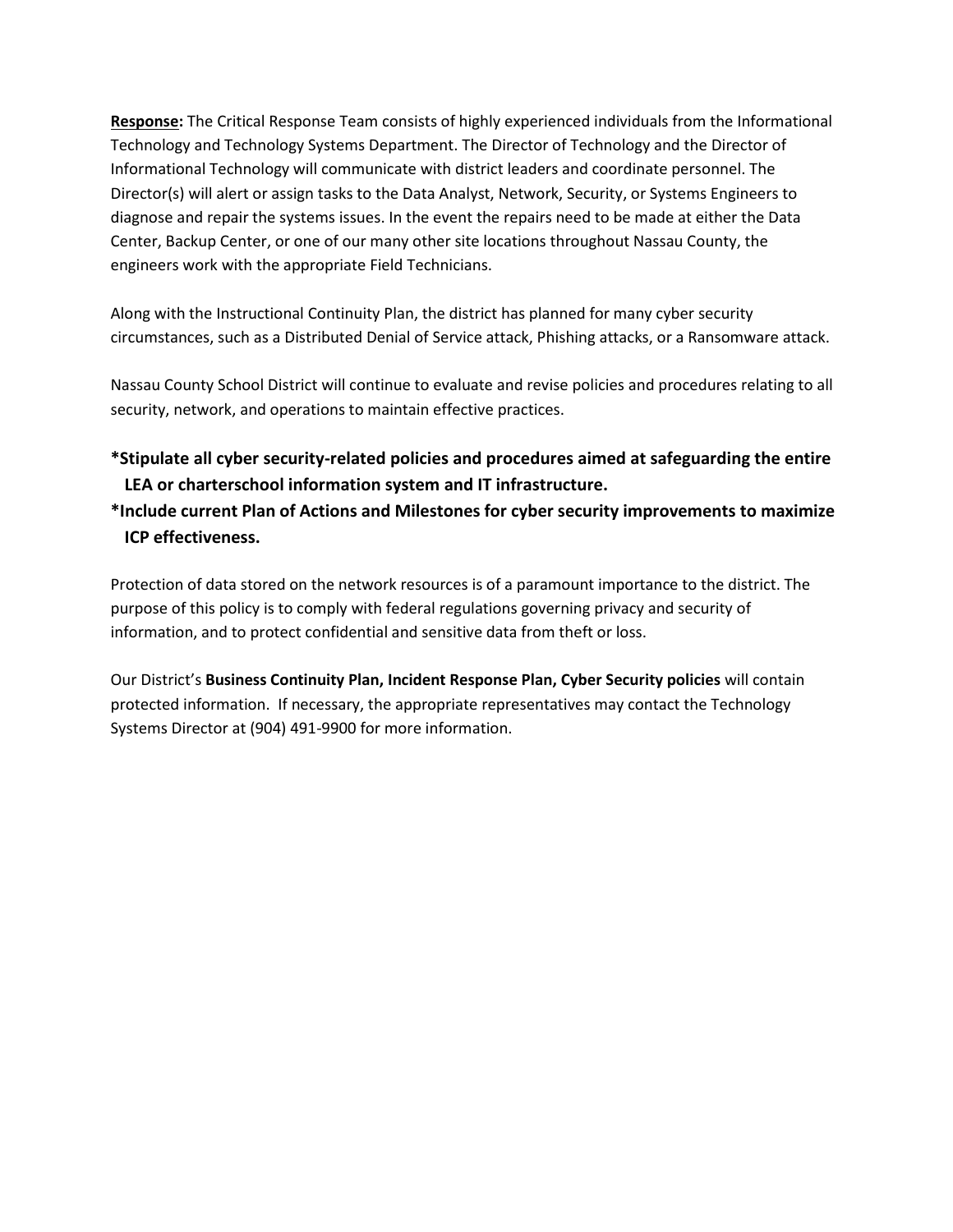**Response:** The Critical Response Team consists of highly experienced individuals from the Informational Technology and Technology Systems Department. The Director of Technology and the Director of Informational Technology will communicate with district leaders and coordinate personnel. The Director(s) will alert or assign tasks to the Data Analyst, Network, Security, or Systems Engineers to diagnose and repair the systems issues. In the event the repairs need to be made at either the Data Center, Backup Center, or one of our many other site locations throughout Nassau County, the engineers work with the appropriate Field Technicians.

Along with the Instructional Continuity Plan, the district has planned for many cyber security circumstances, such as a Distributed Denial of Service attack, Phishing attacks, or a Ransomware attack.

Nassau County School District will continue to evaluate and revise policies and procedures relating to all security, network, and operations to maintain effective practices.

**\*Stipulate all cyber security-related policies and procedures aimed at safeguarding the entire LEA or charterschool information system and IT infrastructure.**

**\*Include current Plan of Actions and Milestones for cyber security improvements to maximize ICP effectiveness.**

Protection of data stored on the network resources is of a paramount importance to the district. The purpose of this policy is to comply with federal regulations governing privacy and security of information, and to protect confidential and sensitive data from theft or loss.

Our District's **Business Continuity Plan, Incident Response Plan, Cyber Security policies** will contain protected information. If necessary, the appropriate representatives may contact the Technology Systems Director at (904) 491-9900 for more information.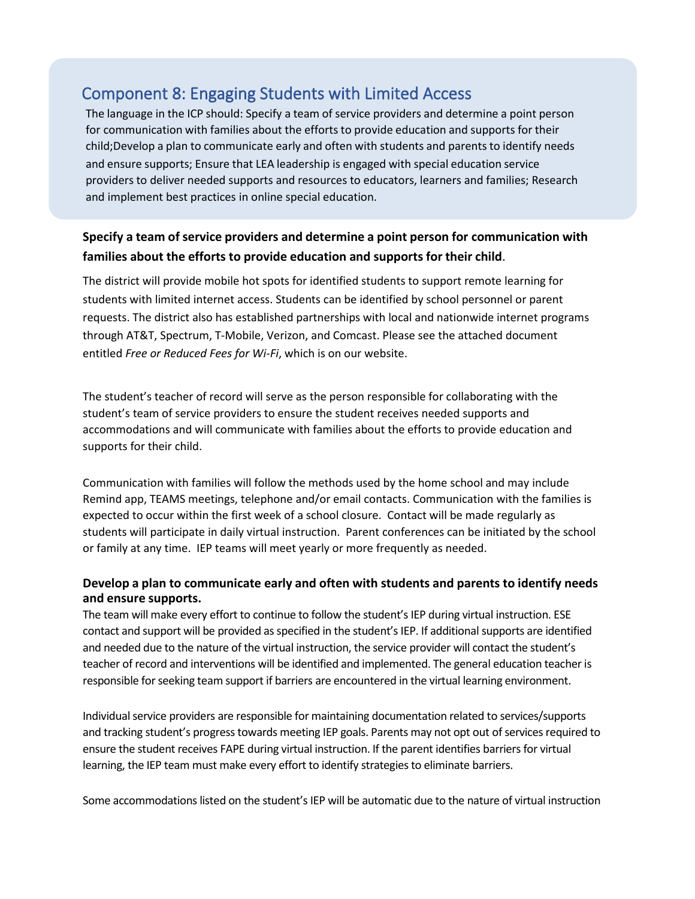## Component 8: Engaging Students with Limited Access

The language in the ICP should: Specify a team of service providers and determine a point person for communication with families about the efforts to provide education and supports for their child;Develop a plan to communicate early and often with students and parents to identify needs and ensure supports; Ensure that LEA leadership is engaged with special education service providers to deliver needed supports and resources to educators, learners and families; Research and implement best practices in online special education.

**Specify a team of service providers and determine a point person for communication with families about the efforts to provide education and supports for their child**.

The district will provide mobile hot spots for identified students to support remote learning for students with limited internet access. Students can be identified by school personnel or parent requests. The district also has established partnerships with local and nationwide internet programs through AT&T, Spectrum, T-Mobile, Verizon, and Comcast. Please see the attached document entitled *Free or Reduced Fees for Wi-Fi*, which is on our website.

The student's teacher of record will serve as the person responsible for collaborating with the student's team of service providers to ensure the student receives needed supports and accommodations and will communicate with families about the efforts to provide education and supports for their child.

Communication with families will follow the methods used by the home school and may include Remind app, TEAMS meetings, telephone and/or email contacts. Communication with the families is expected to occur within the first week of a school closure. Contact will be made regularly as students will participate in daily virtual instruction. Parent conferences can be initiated by the school or family at any time. IEP teams will meet yearly or more frequently as needed.

**Develop a plan to communicate early and often with students and parents to identify needs and ensure supports.**

The team will make every effort to continue to follow the student's IEP during virtual instruction. ESE contact and support will be provided as specified in the student's IEP. If additional supports are identified and needed due to the nature of the virtual instruction, the service provider will contact the student's teacher of record and interventions will be identified and implemented. The general education teacher is responsible for seeking team support if barriers are encountered in the virtual learning environment.

Individual service providers are responsible for maintaining documentation related to services/supports and tracking student's progress towards meeting IEP goals. Parents may not opt out of services required to ensure the student receives FAPE during virtual instruction. If the parent identifies barriers for virtual learning, the IEP team must make every effort to identify strategies to eliminate barriers.

Some accommodations listed on the student's IEP will be automatic due to the nature of virtual instruction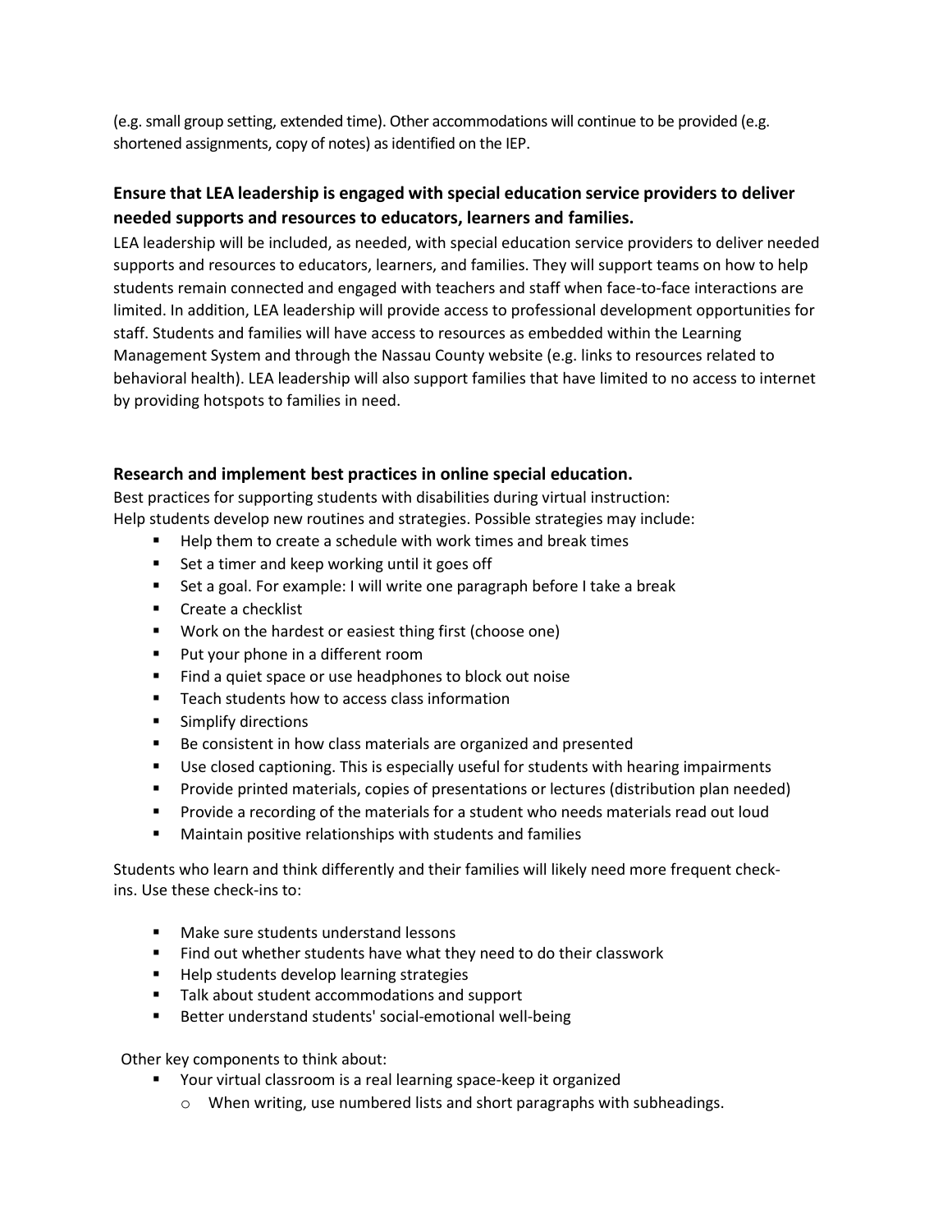(e.g. small group setting, extended time). Other accommodations will continue to be provided (e.g. shortened assignments, copy of notes) as identified on the IEP.

### Ensure that LEA leadership is engaged with special education service providers to deliver needed supports and resources to educators, learners and families.

LEA leadership will be included, as needed, with special education service providers to deliver needed supports and resources to educators, learners, and families. They will support teams on how to help students remain connected and engaged with teachers and staff when face-to-face interactions are limited. In addition, LEA leadership will provide access to professional development opportunities for staff. Students and families will have access to resources as embedded within the Learning Management System and through the Nassau County website (e.g. links to resources related to behavioral health). LEA leadership will also support families that have limited to no access to internet by providing hotspots to families in need.

### Research and implement best practices in online special education.

Best practices for supporting students with disabilities during virtual instruction:
Help students develop new routines and strategies. Possible strategies may include:

- Help them to create a schedule with work times and break times
- Set a timer and keep working until it goes off
- Set a goal. For example: I will write one paragraph before I take a break
- Create a checklist
- Work on the hardest or easiest thing first (choose one)
- Put your phone in a different room
- Find a quiet space or use headphones to block out noise
- Teach students how to access class information
- Simplify directions
- Be consistent in how class materials are organized and presented
- Use closed captioning. This is especially useful for students with hearing impairments
- Provide printed materials, copies of presentations or lectures (distribution plan needed)
- Provide a recording of the materials for a student who needs materials read out loud
- Maintain positive relationships with students and families

Students who learn and think differently and their families will likely need more frequent check-ins. Use these check-ins to:

- Make sure students understand lessons
- Find out whether students have what they need to do their classwork
- Help students develop learning strategies
- Talk about student accommodations and support
- Better understand students' social-emotional well-being

Other key components to think about:

- Your virtual classroom is a real learning space-keep it organized
  - When writing, use numbered lists and short paragraphs with subheadings.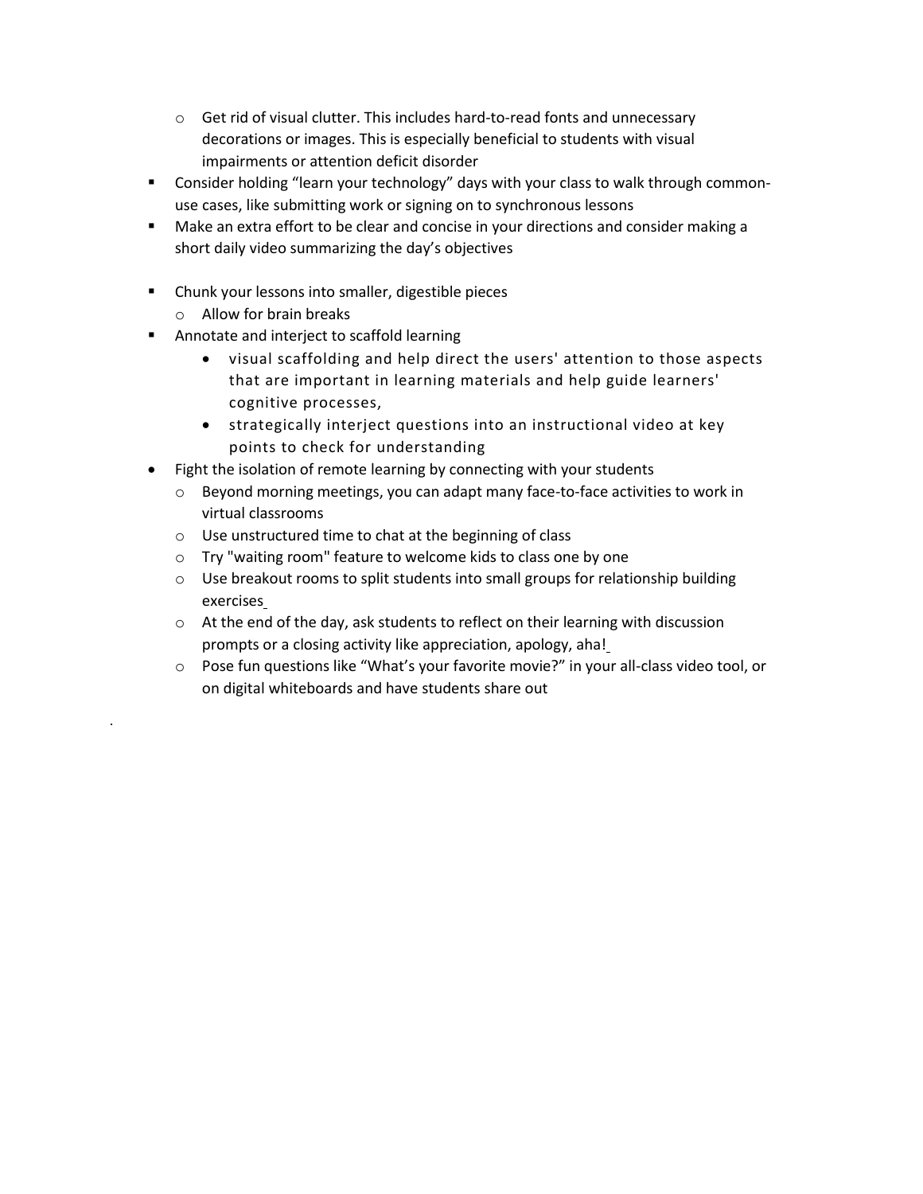- Get rid of visual clutter. This includes hard-to-read fonts and unnecessary decorations or images. This is especially beneficial to students with visual impairments or attention deficit disorder
- Consider holding "learn your technology" days with your class to walk through common-use cases, like submitting work or signing on to synchronous lessons
- Make an extra effort to be clear and concise in your directions and consider making a short daily video summarizing the day's objectives

- Chunk your lessons into smaller, digestible pieces
    - Allow for brain breaks
- Annotate and interject to scaffold learning
    - visual scaffolding and help direct the users' attention to those aspects that are important in learning materials and help guide learners' cognitive processes,
    - strategically interject questions into an instructional video at key points to check for understanding
- Fight the isolation of remote learning by connecting with your students
    - Beyond morning meetings, you can adapt many face-to-face activities to work in virtual classrooms
    - Use unstructured time to chat at the beginning of class
    - Try "waiting room" feature to welcome kids to class one by one
    - Use breakout rooms to split students into small groups for relationship building exercises
    - At the end of the day, ask students to reflect on their learning with discussion prompts or a closing activity like appreciation, apology, aha!
    - Pose fun questions like "What's your favorite movie?" in your all-class video tool, or on digital whiteboards and have students share out

.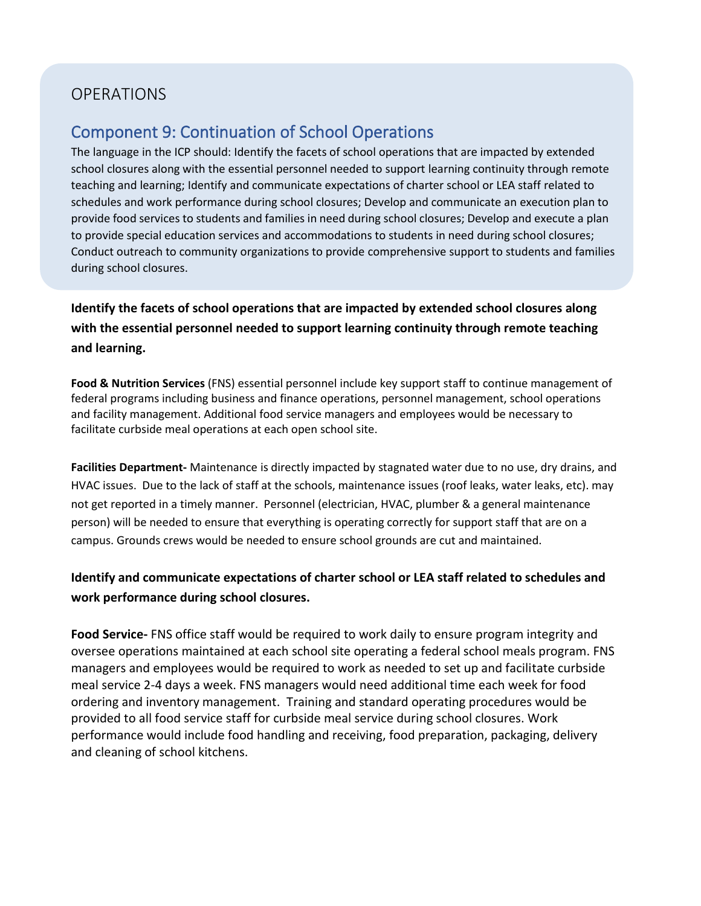# OPERATIONS

## Component 9: Continuation of School Operations

The language in the ICP should: Identify the facets of school operations that are impacted by extended school closures along with the essential personnel needed to support learning continuity through remote teaching and learning; Identify and communicate expectations of charter school or LEA staff related to schedules and work performance during school closures; Develop and communicate an execution plan to provide food services to students and families in need during school closures; Develop and execute a plan to provide special education services and accommodations to students in need during school closures; Conduct outreach to community organizations to provide comprehensive support to students and families during school closures.

**Identify the facets of school operations that are impacted by extended school closures along with the essential personnel needed to support learning continuity through remote teaching and learning.**

**Food & Nutrition Services** (FNS) essential personnel include key support staff to continue management of federal programs including business and finance operations, personnel management, school operations and facility management. Additional food service managers and employees would be necessary to facilitate curbside meal operations at each open school site.

**Facilities Department-** Maintenance is directly impacted by stagnated water due to no use, dry drains, and HVAC issues. Due to the lack of staff at the schools, maintenance issues (roof leaks, water leaks, etc). may not get reported in a timely manner. Personnel (electrician, HVAC, plumber & a general maintenance person) will be needed to ensure that everything is operating correctly for support staff that are on a campus. Grounds crews would be needed to ensure school grounds are cut and maintained.

**Identify and communicate expectations of charter school or LEA staff related to schedules and work performance during school closures.**

**Food Service-** FNS office staff would be required to work daily to ensure program integrity and oversee operations maintained at each school site operating a federal school meals program. FNS managers and employees would be required to work as needed to set up and facilitate curbside meal service 2-4 days a week. FNS managers would need additional time each week for food ordering and inventory management. Training and standard operating procedures would be provided to all food service staff for curbside meal service during school closures. Work performance would include food handling and receiving, food preparation, packaging, delivery and cleaning of school kitchens.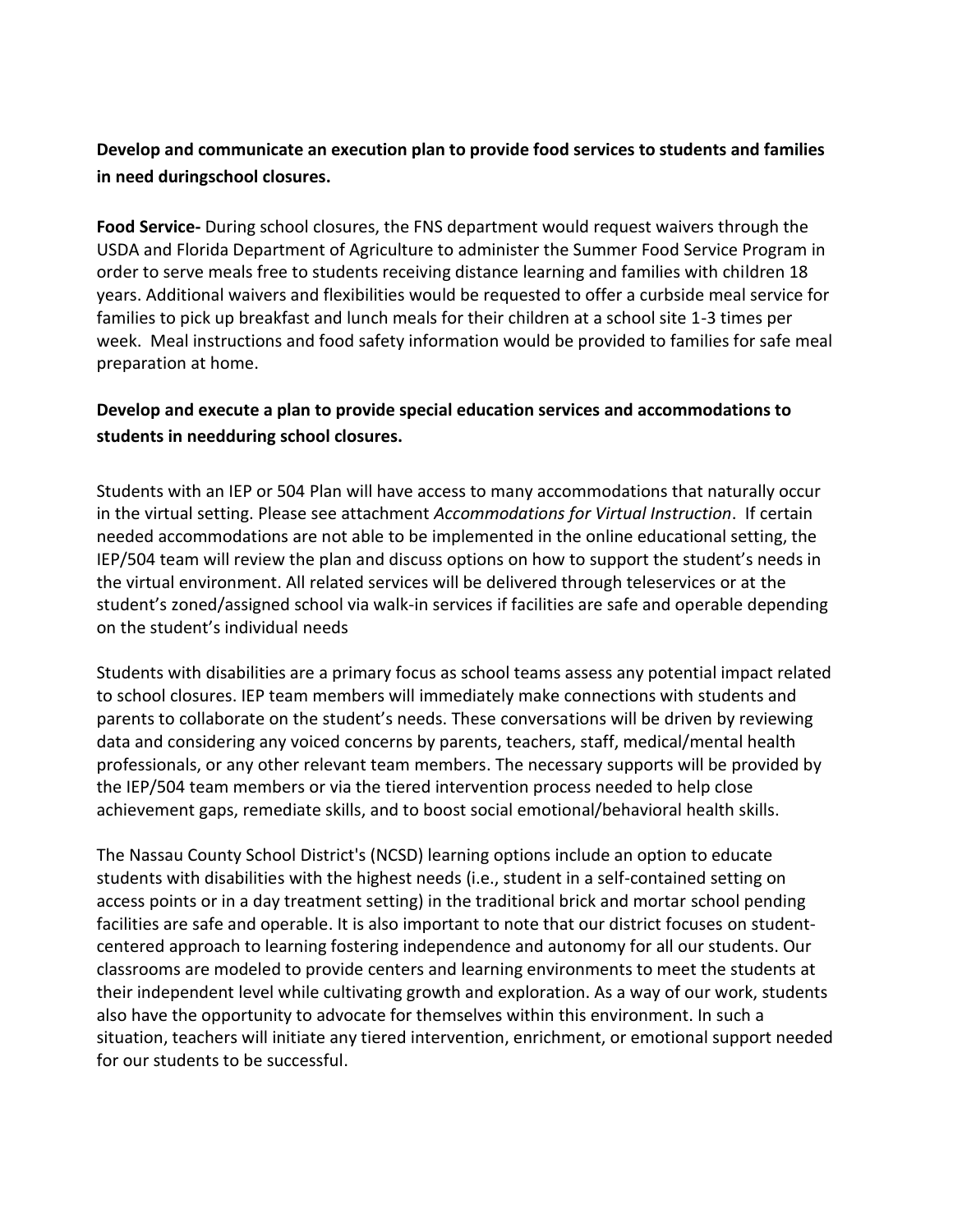**Develop and communicate an execution plan to provide food services to students and families in need duringschool closures.**

**Food Service-** During school closures, the FNS department would request waivers through the USDA and Florida Department of Agriculture to administer the Summer Food Service Program in order to serve meals free to students receiving distance learning and families with children 18 years. Additional waivers and flexibilities would be requested to offer a curbside meal service for families to pick up breakfast and lunch meals for their children at a school site 1-3 times per week. Meal instructions and food safety information would be provided to families for safe meal preparation at home.

**Develop and execute a plan to provide special education services and accommodations to students in needduring school closures.**

Students with an IEP or 504 Plan will have access to many accommodations that naturally occur in the virtual setting. Please see attachment *Accommodations for Virtual Instruction*. If certain needed accommodations are not able to be implemented in the online educational setting, the IEP/504 team will review the plan and discuss options on how to support the student's needs in the virtual environment. All related services will be delivered through teleservices or at the student's zoned/assigned school via walk-in services if facilities are safe and operable depending on the student's individual needs

Students with disabilities are a primary focus as school teams assess any potential impact related to school closures. IEP team members will immediately make connections with students and parents to collaborate on the student's needs. These conversations will be driven by reviewing data and considering any voiced concerns by parents, teachers, staff, medical/mental health professionals, or any other relevant team members. The necessary supports will be provided by the IEP/504 team members or via the tiered intervention process needed to help close achievement gaps, remediate skills, and to boost social emotional/behavioral health skills.

The Nassau County School District's (NCSD) learning options include an option to educate students with disabilities with the highest needs (i.e., student in a self-contained setting on access points or in a day treatment setting) in the traditional brick and mortar school pending facilities are safe and operable. It is also important to note that our district focuses on student-centered approach to learning fostering independence and autonomy for all our students. Our classrooms are modeled to provide centers and learning environments to meet the students at their independent level while cultivating growth and exploration. As a way of our work, students also have the opportunity to advocate for themselves within this environment. In such a situation, teachers will initiate any tiered intervention, enrichment, or emotional support needed for our students to be successful.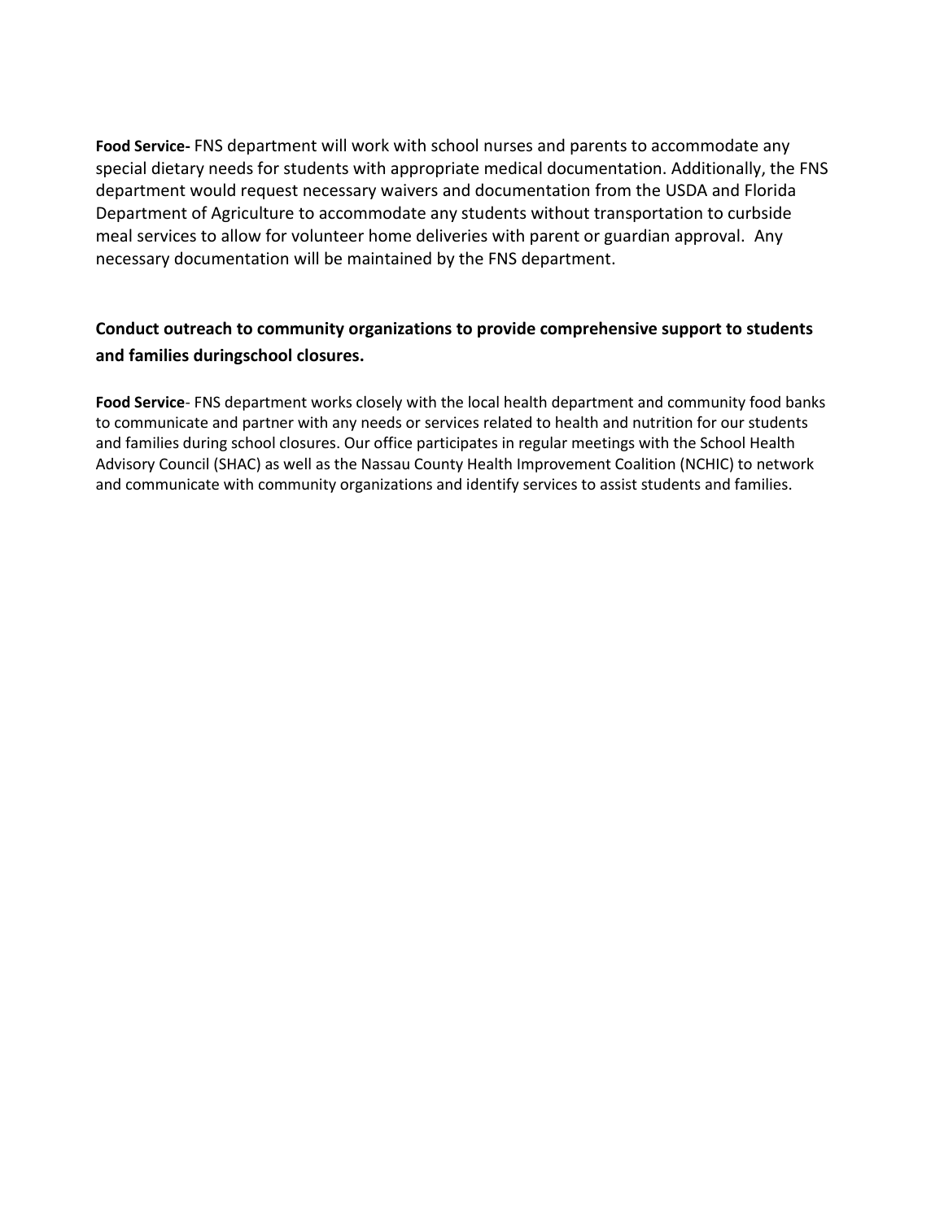**Food Service-** FNS department will work with school nurses and parents to accommodate any special dietary needs for students with appropriate medical documentation. Additionally, the FNS department would request necessary waivers and documentation from the USDA and Florida Department of Agriculture to accommodate any students without transportation to curbside meal services to allow for volunteer home deliveries with parent or guardian approval. Any necessary documentation will be maintained by the FNS department.

### Conduct outreach to community organizations to provide comprehensive support to students and families duringschool closures.

**Food Service**- FNS department works closely with the local health department and community food banks to communicate and partner with any needs or services related to health and nutrition for our students and families during school closures. Our office participates in regular meetings with the School Health Advisory Council (SHAC) as well as the Nassau County Health Improvement Coalition (NCHIC) to network and communicate with community organizations and identify services to assist students and families.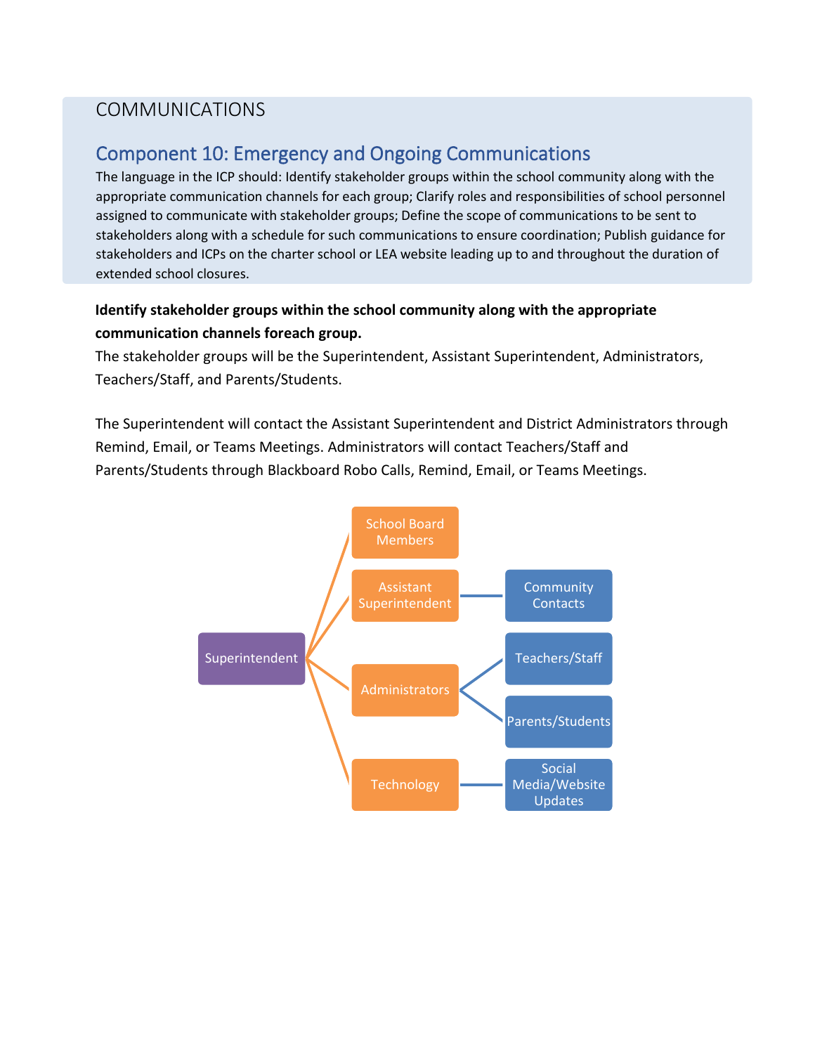# COMMUNICATIONS

## Component 10: Emergency and Ongoing Communications

The language in the ICP should: Identify stakeholder groups within the school community along with the appropriate communication channels for each group; Clarify roles and responsibilities of school personnel assigned to communicate with stakeholder groups; Define the scope of communications to be sent to stakeholders along with a schedule for such communications to ensure coordination; Publish guidance for stakeholders and ICPs on the charter school or LEA website leading up to and throughout the duration of extended school closures.

**Identify stakeholder groups within the school community along with the appropriate communication channels foreach group.**

The stakeholder groups will be the Superintendent, Assistant Superintendent, Administrators, Teachers/Staff, and Parents/Students.

The Superintendent will contact the Assistant Superintendent and District Administrators through Remind, Email, or Teams Meetings. Administrators will contact Teachers/Staff and Parents/Students through Blackboard Robo Calls, Remind, Email, or Teams Meetings.

- Superintendent
  - School Board Members
  - Assistant Superintendent
    - Community Contacts
  - Administrators
    - Teachers/Staff
    - Parents/Students
  - Technology
    - Social Media/Website Updates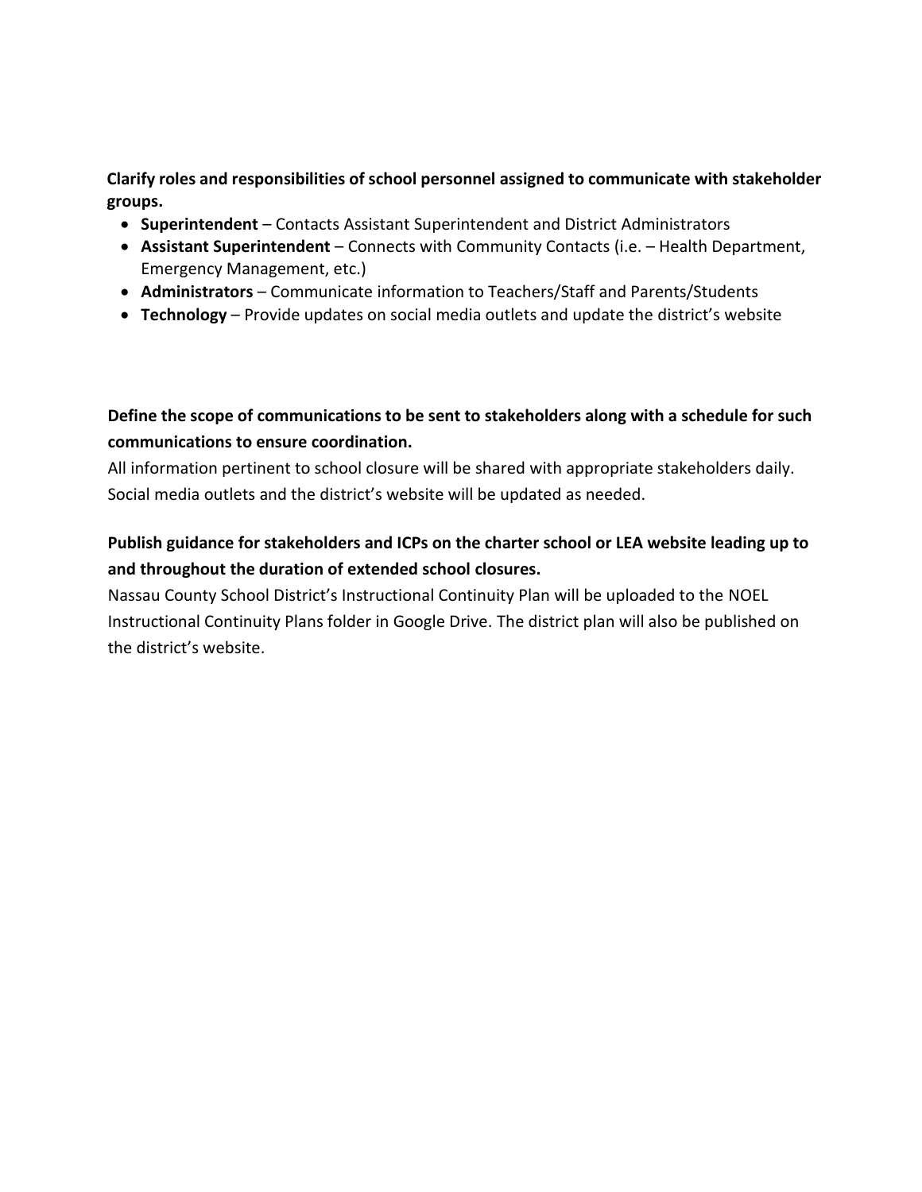**Clarify roles and responsibilities of school personnel assigned to communicate with stakeholder groups.**

- **Superintendent** – Contacts Assistant Superintendent and District Administrators
- **Assistant Superintendent** – Connects with Community Contacts (i.e. – Health Department, Emergency Management, etc.)
- **Administrators** – Communicate information to Teachers/Staff and Parents/Students
- **Technology** – Provide updates on social media outlets and update the district's website

**Define the scope of communications to be sent to stakeholders along with a schedule for such communications to ensure coordination.**

All information pertinent to school closure will be shared with appropriate stakeholders daily. Social media outlets and the district's website will be updated as needed.

**Publish guidance for stakeholders and ICPs on the charter school or LEA website leading up to and throughout the duration of extended school closures.**

Nassau County School District's Instructional Continuity Plan will be uploaded to the NOEL Instructional Continuity Plans folder in Google Drive. The district plan will also be published on the district's website.